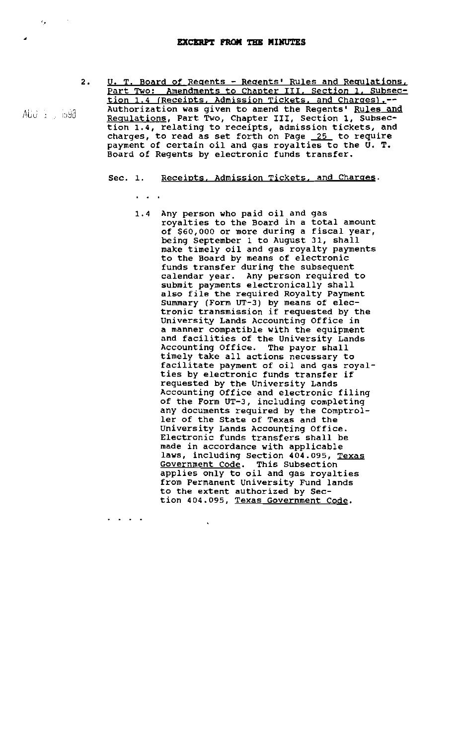**EXCERPT FROM THE MINUTES**

2. U. T. Board of Regents - Regents' Rules and Regulations, Part Two: Amendments to Chapter III, Section 1, Subsection 1.4 (Receipts, Admission Tickets, and Charges).--Authorization was given to amend the Regents' Rules and Regulations, Part Two, Chapter III, Section 1, Subsection 1.4, relating to receipts, admission tickets, and charges, to read as set forth on Page 25 to require payment of certain oil and gas royalties to the U. T. Board of Regents by electronic funds transfer.

Sec. 1. Receipts, Admission Tickets, and Charges.

. . .

1.4 Any person who paid oil and gas royalties to the Board in a total amount of $60,000 or more during a fiscal year, being September 1 to August 31, shall make timely oil and gas royalty payments to the Board by means of electronic funds transfer during the subsequent calendar year. Any person required to submit payments electronically shall also file the required Royalty Payment Summary (Form UT-3) by means of electronic transmission if requested by the University Lands Accounting Office in a manner compatible with the equipment and facilities of the University Lands Accounting Office. The payor shall timely take all actions necessary to facilitate payment of oil and gas royalties by electronic funds transfer if requested by the University Lands Accounting Office and electronic filing of the Form UT-3, including completing any documents required by the Comptroller of the State of Texas and the University Lands Accounting Office. Electronic funds transfers shall be made in accordance with applicable laws, including Section 404.095, Texas Government Code. This Subsection applies only to oil and gas royalties from Permanent University Fund lands to the extent authorized by Section 404.095, Texas Government Code.

. . . .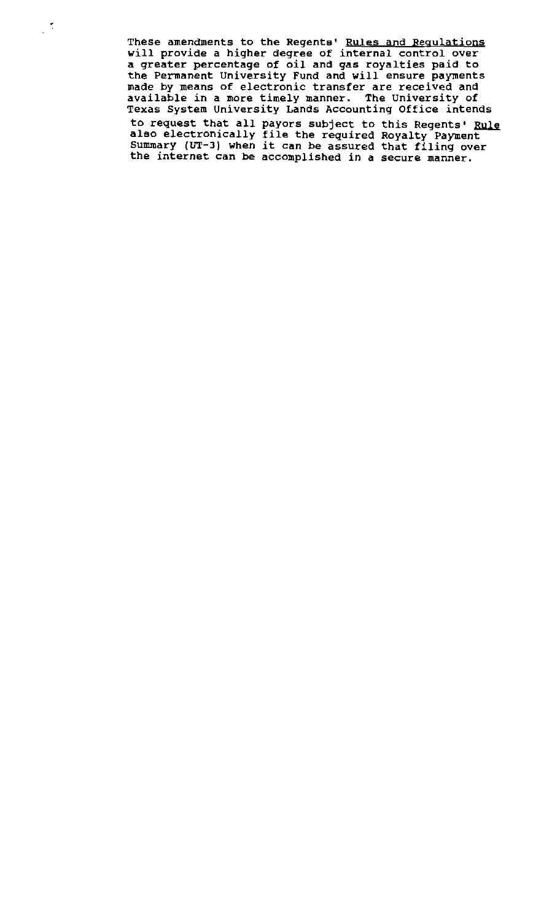These amendments to the Regents' <u>Rules and Regulations</u> will provide a higher degree of internal control over a greater percentage of oil and gas royalties paid to the Permanent University Fund and will ensure payments made by means of electronic transfer are received and available in a more timely manner. The University of Texas System University Lands Accounting Office intends to request that all payors subject to this Regents' <u>Rule</u> also electronically file the required Royalty Payment Summary (UT-3) when it can be assured that filing over the internet can be accomplished in a secure manner.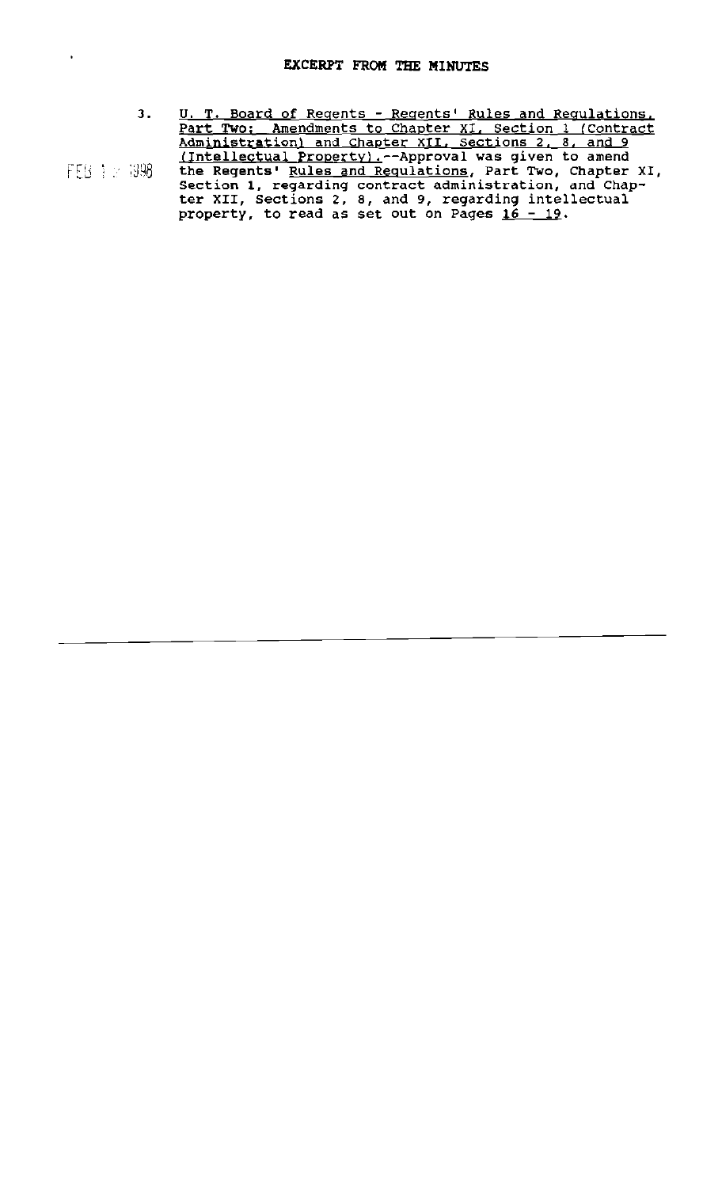**EXCERPT FROM THE MINUTES**

FEB 1 2 1998

3. U. T. Board of Regents - Regents' Rules and Regulations, Part Two; Amendments to Chapter XI, Section 1 (Contract Administration) and Chapter XII, Sections 2, 8, and 9 (Intellectual Property).--Approval was given to amend the Regents' Rules and Regulations, Part Two, Chapter XI, Section 1, regarding contract administration, and Chapter XII, Sections 2, 8, and 9, regarding intellectual property, to read as set out on Pages 16 - 19.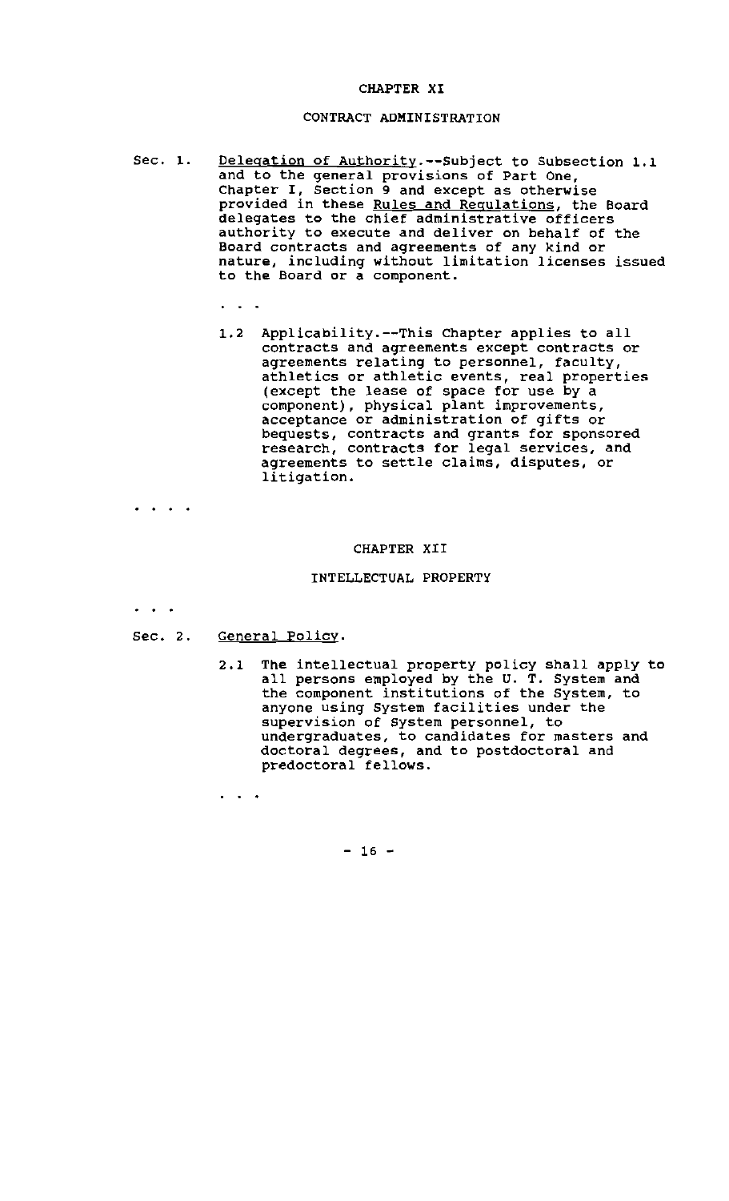## CHAPTER XI

### CONTRACT ADMINISTRATION

Sec. 1. Delegation of Authority.--Subject to Subsection 1.1 and to the general provisions of Part One, Chapter I, Section 9 and except as otherwise provided in these Rules and Regulations, the Board delegates to the chief administrative officers authority to execute and deliver on behalf of the Board contracts and agreements of any kind or nature, including without limitation licenses issued to the Board or a component.

. . .

1.2 Applicability.--This Chapter applies to all contracts and agreements except contracts or agreements relating to personnel, faculty, athletics or athletic events, real properties (except the lease of space for use by a component), physical plant improvements, acceptance or administration of gifts or bequests, contracts and grants for sponsored research, contracts for legal services, and agreements to settle claims, disputes, or litigation.

. . . .

## CHAPTER XII

### INTELLECTUAL PROPERTY

. . .

Sec. 2. General Policy.

2.1 The intellectual property policy shall apply to all persons employed by the U. T. System and the component institutions of the System, to anyone using System facilities under the supervision of System personnel, to undergraduates, to candidates for masters and doctoral degrees, and to postdoctoral and predoctoral fellows.

. . .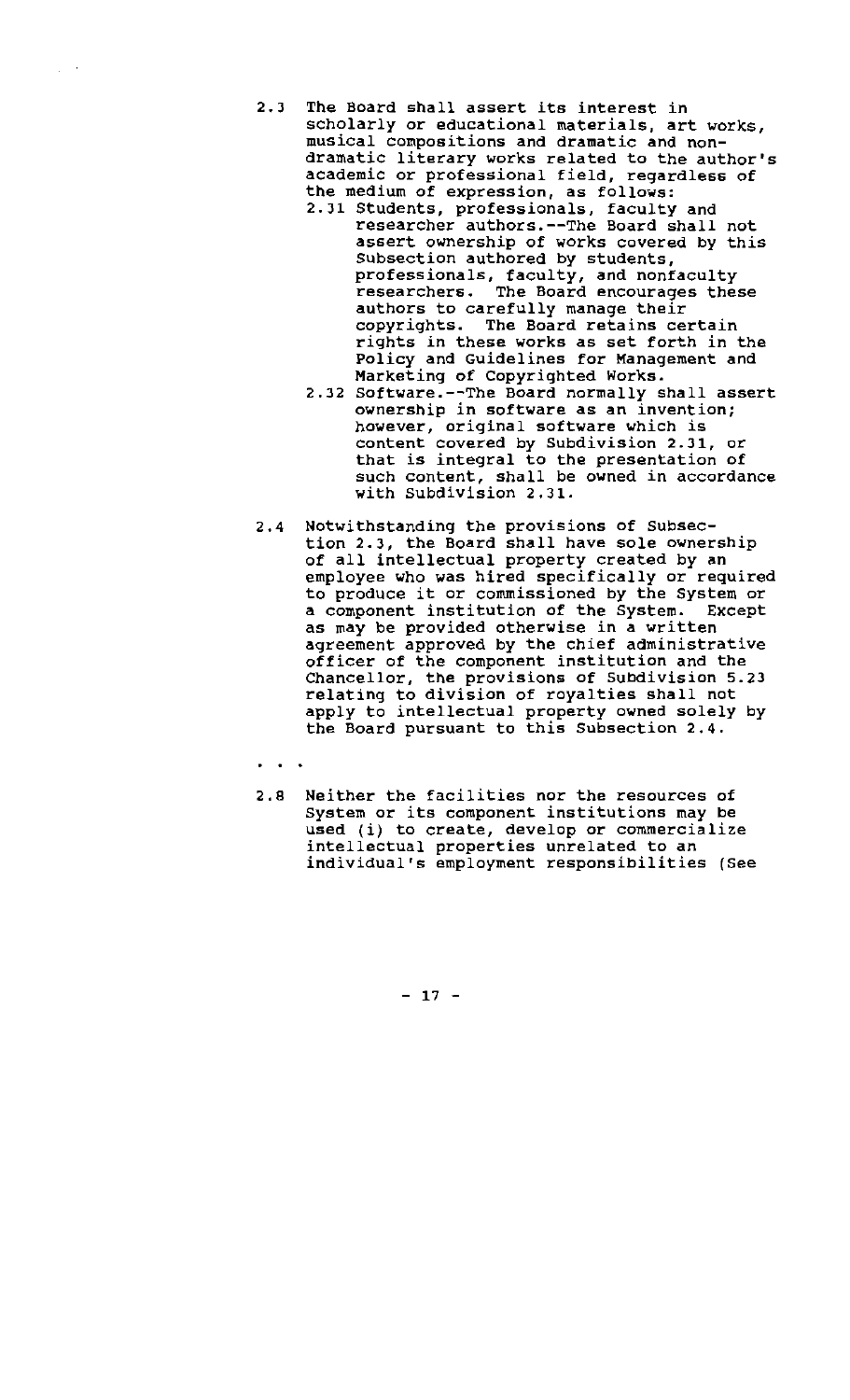2.3 The Board shall assert its interest in scholarly or educational materials, art works, musical compositions and dramatic and non-dramatic literary works related to the author's academic or professional field, regardless of the medium of expression, as follows:

  2.31 Students, professionals, faculty and researcher authors.--The Board shall not assert ownership of works covered by this Subsection authored by students, professionals, faculty, and nonfaculty researchers. The Board encourages these authors to carefully manage their copyrights. The Board retains certain rights in these works as set forth in the Policy and Guidelines for Management and Marketing of Copyrighted Works.

  2.32 Software.--The Board normally shall assert ownership in software as an invention; however, original software which is content covered by Subdivision 2.31, or that is integral to the presentation of such content, shall be owned in accordance with Subdivision 2.31.

2.4 Notwithstanding the provisions of Subsection 2.3, the Board shall have sole ownership of all intellectual property created by an employee who was hired specifically or required to produce it or commissioned by the System or a component institution of the System. Except as may be provided otherwise in a written agreement approved by the chief administrative officer of the component institution and the Chancellor, the provisions of Subdivision 5.23 relating to division of royalties shall not apply to intellectual property owned solely by the Board pursuant to this Subsection 2.4.

. . .

2.8 Neither the facilities nor the resources of System or its component institutions may be used (i) to create, develop or commercialize intellectual properties unrelated to an individual's employment responsibilities (See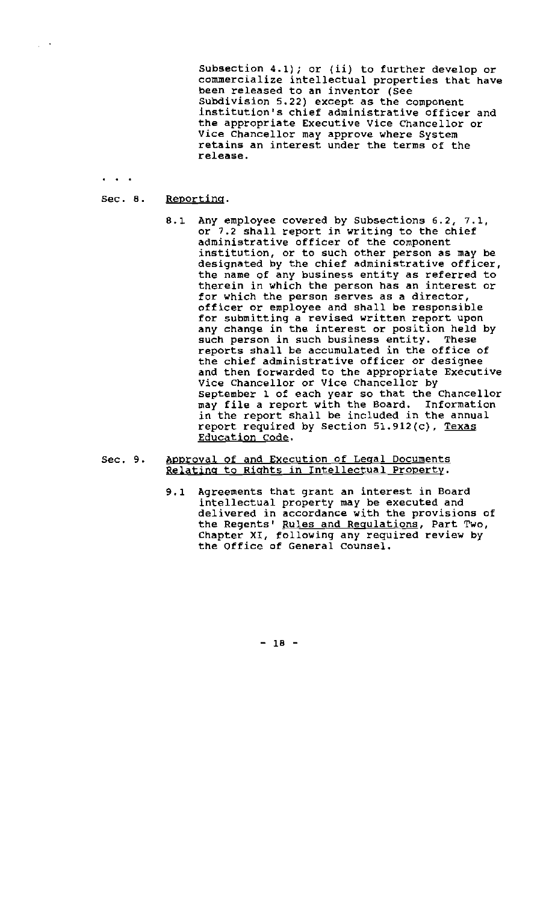Subsection 4.1); or (ii) to further develop or commercialize intellectual properties that have been released to an inventor (See Subdivision 5.22) except as the component institution's chief administrative officer and the appropriate Executive Vice Chancellor or Vice Chancellor may approve where System retains an interest under the terms of the release.

. . .

Sec. 8. Reporting.

8.1 Any employee covered by Subsections 6.2, 7.1, or 7.2 shall report in writing to the chief administrative officer of the component institution, or to such other person as may be designated by the chief administrative officer, the name of any business entity as referred to therein in which the person has an interest or for which the person serves as a director, officer or employee and shall be responsible for submitting a revised written report upon any change in the interest or position held by such person in such business entity. These reports shall be accumulated in the office of the chief administrative officer or designee and then forwarded to the appropriate Executive Vice Chancellor or Vice Chancellor by September 1 of each year so that the Chancellor may file a report with the Board. Information in the report shall be included in the annual report required by Section 51.912(c), Texas Education Code.

Sec. 9. Approval of and Execution of Legal Documents Relating to Rights in Intellectual Property.

9.1 Agreements that grant an interest in Board intellectual property may be executed and delivered in accordance with the provisions of the Regents' Rules and Regulations, Part Two, Chapter XI, following any required review by the Office of General Counsel.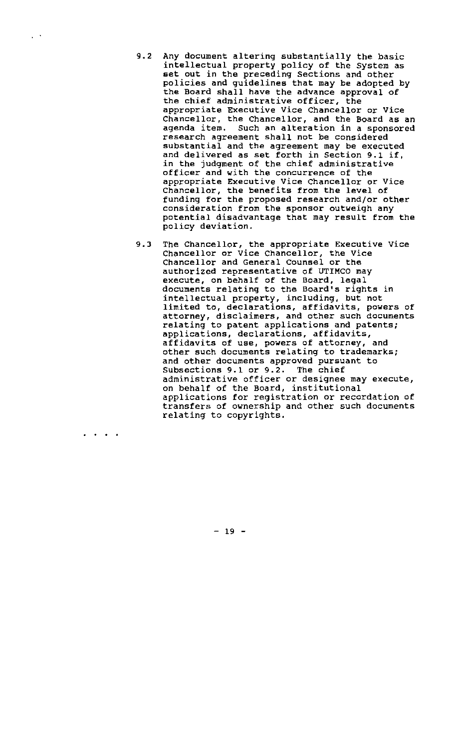9.2 Any document altering substantially the basic intellectual property policy of the System as set out in the preceding Sections and other policies and guidelines that may be adopted by the Board shall have the advance approval of the chief administrative officer, the appropriate Executive Vice Chancellor or Vice Chancellor, the Chancellor, and the Board as an agenda item. Such an alteration in a sponsored research agreement shall not be considered substantial and the agreement may be executed and delivered as set forth in Section 9.1 if, in the judgment of the chief administrative officer and with the concurrence of the appropriate Executive Vice Chancellor or Vice Chancellor, the benefits from the level of funding for the proposed research and/or other consideration from the sponsor outweigh any potential disadvantage that may result from the policy deviation.

9.3 The Chancellor, the appropriate Executive Vice Chancellor or Vice Chancellor, the Vice Chancellor and General Counsel or the authorized representative of UTIMCO may execute, on behalf of the Board, legal documents relating to the Board's rights in intellectual property, including, but not limited to, declarations, affidavits, powers of attorney, disclaimers, and other such documents relating to patent applications and patents; applications, declarations, affidavits, affidavits of use, powers of attorney, and other such documents relating to trademarks; and other documents approved pursuant to Subsections 9.1 or 9.2. The chief administrative officer or designee may execute, on behalf of the Board, institutional applications for registration or recordation of transfers of ownership and other such documents relating to copyrights.

. . . .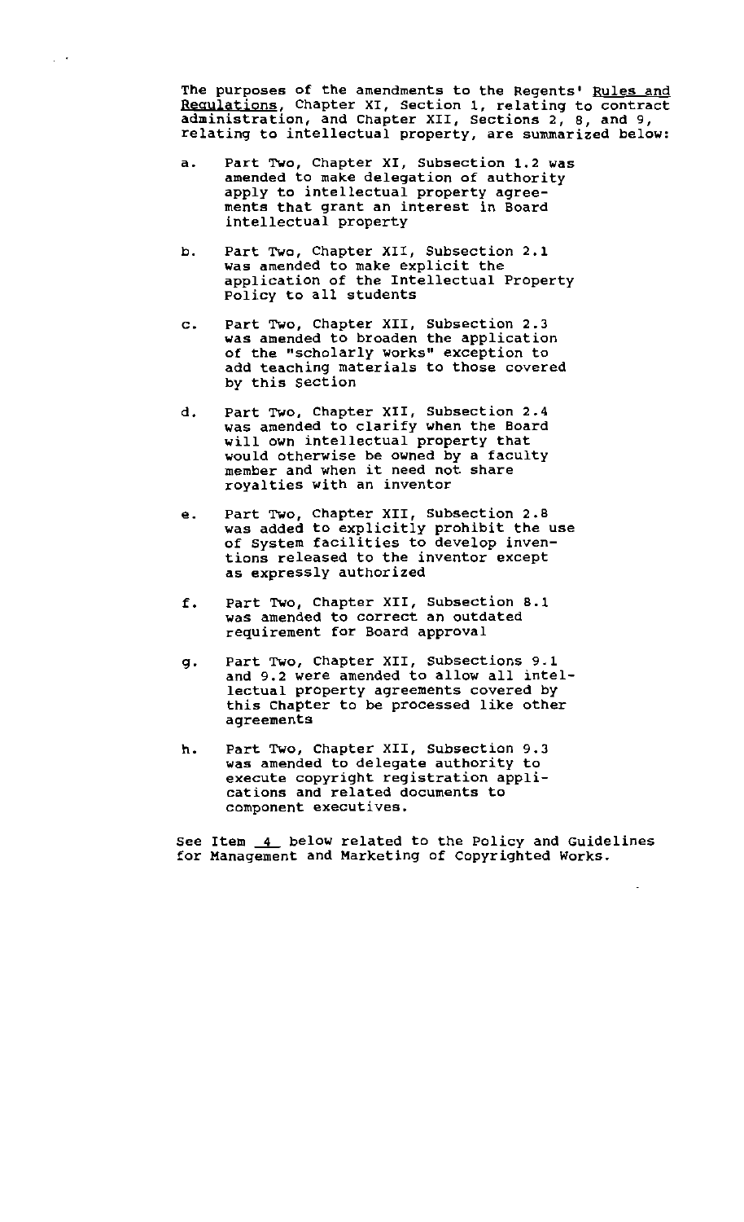The purposes of the amendments to the Regents' Rules and Regulations, Chapter XI, Section 1, relating to contract administration, and Chapter XII, Sections 2, 8, and 9, relating to intellectual property, are summarized below:

a. Part Two, Chapter XI, Subsection 1.2 was amended to make delegation of authority apply to intellectual property agreements that grant an interest in Board intellectual property

b. Part Two, Chapter XII, Subsection 2.1 was amended to make explicit the application of the Intellectual Property Policy to all students

c. Part Two, Chapter XII, Subsection 2.3 was amended to broaden the application of the "scholarly works" exception to add teaching materials to those covered by this Section

d. Part Two, Chapter XII, Subsection 2.4 was amended to clarify when the Board will own intellectual property that would otherwise be owned by a faculty member and when it need not share royalties with an inventor

e. Part Two, Chapter XII, Subsection 2.8 was added to explicitly prohibit the use of System facilities to develop inventions released to the inventor except as expressly authorized

f. Part Two, Chapter XII, Subsection 8.1 was amended to correct an outdated requirement for Board approval

g. Part Two, Chapter XII, Subsections 9.1 and 9.2 were amended to allow all intellectual property agreements covered by this Chapter to be processed like other agreements

h. Part Two, Chapter XII, Subsection 9.3 was amended to delegate authority to execute copyright registration applications and related documents to component executives.

See Item 4 below related to the Policy and Guidelines for Management and Marketing of Copyrighted Works.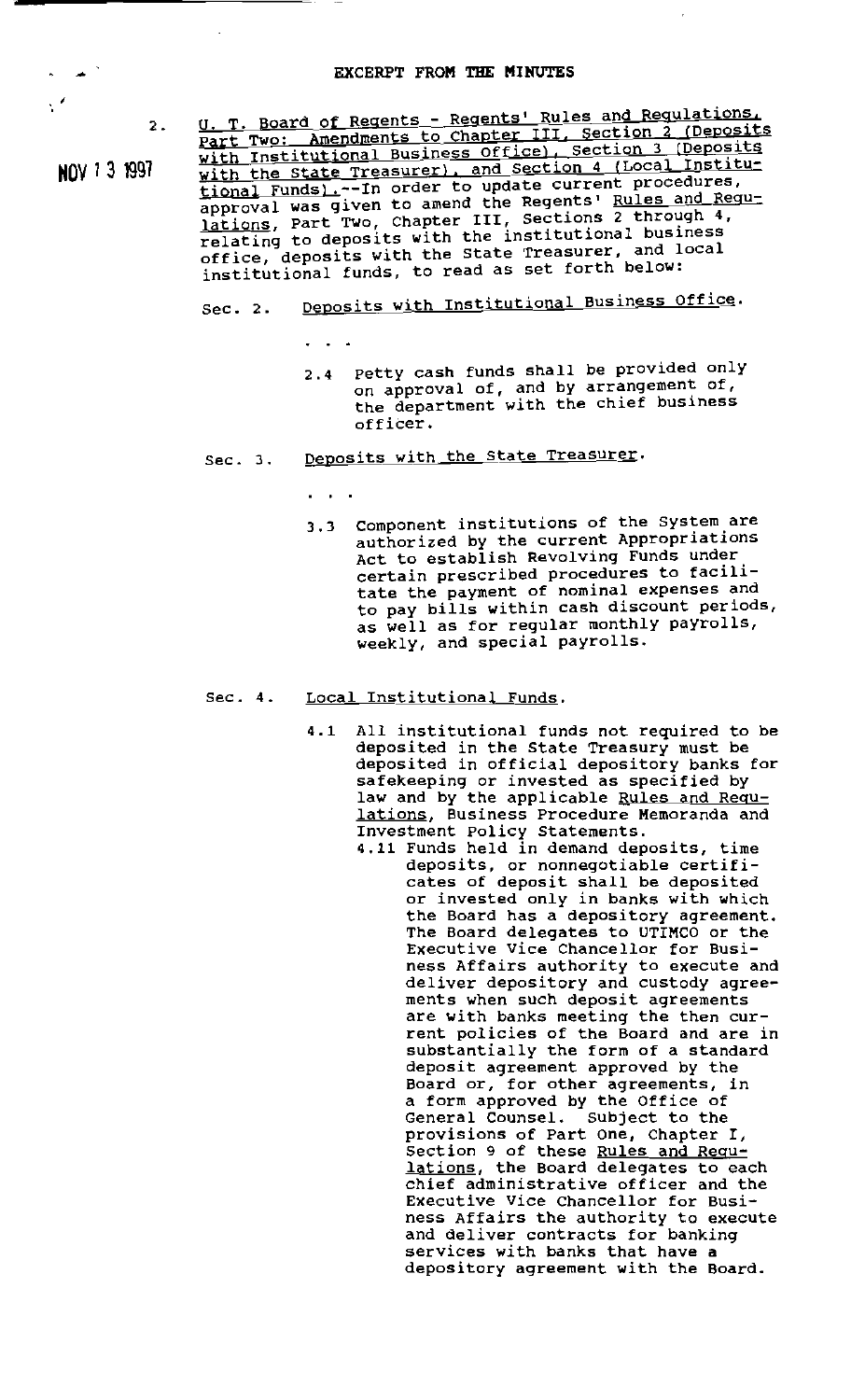EXCERPT FROM THE MINUTES

NOV 13 1997

2. U. T. Board of Regents - Regents' Rules and Regulations, Part Two: Amendments to Chapter III, Section 2 (Deposits with Institutional Business Office), Section 3 (Deposits with the State Treasurer), and Section 4 (Local Institutional Funds).--In order to update current procedures, approval was given to amend the Regents' Rules and Regulations, Part Two, Chapter III, Sections 2 through 4, relating to deposits with the institutional business office, deposits with the State Treasurer, and local institutional funds, to read as set forth below:

Sec. 2. Deposits with Institutional Business Office.

. . .

2.4 Petty cash funds shall be provided only on approval of, and by arrangement of, the department with the chief business officer.

Sec. 3. Deposits with the State Treasurer.

. . .

3.3 Component institutions of the System are authorized by the current Appropriations Act to establish Revolving Funds under certain prescribed procedures to facilitate the payment of nominal expenses and to pay bills within cash discount periods, as well as for regular monthly payrolls, weekly, and special payrolls.

Sec. 4. Local Institutional Funds.

4.1 All institutional funds not required to be deposited in the State Treasury must be deposited in official depository banks for safekeeping or invested as specified by law and by the applicable Rules and Regulations, Business Procedure Memoranda and Investment Policy Statements.

4.11 Funds held in demand deposits, time deposits, or nonnegotiable certificates of deposit shall be deposited or invested only in banks with which the Board has a depository agreement. The Board delegates to UTIMCO or the Executive Vice Chancellor for Business Affairs authority to execute and deliver depository and custody agreements when such deposit agreements are with banks meeting the then current policies of the Board and are in substantially the form of a standard deposit agreement approved by the Board or, for other agreements, in a form approved by the Office of General Counsel. Subject to the provisions of Part One, Chapter I, Section 9 of these Rules and Regulations, the Board delegates to each chief administrative officer and the Executive Vice Chancellor for Business Affairs the authority to execute and deliver contracts for banking services with banks that have a depository agreement with the Board.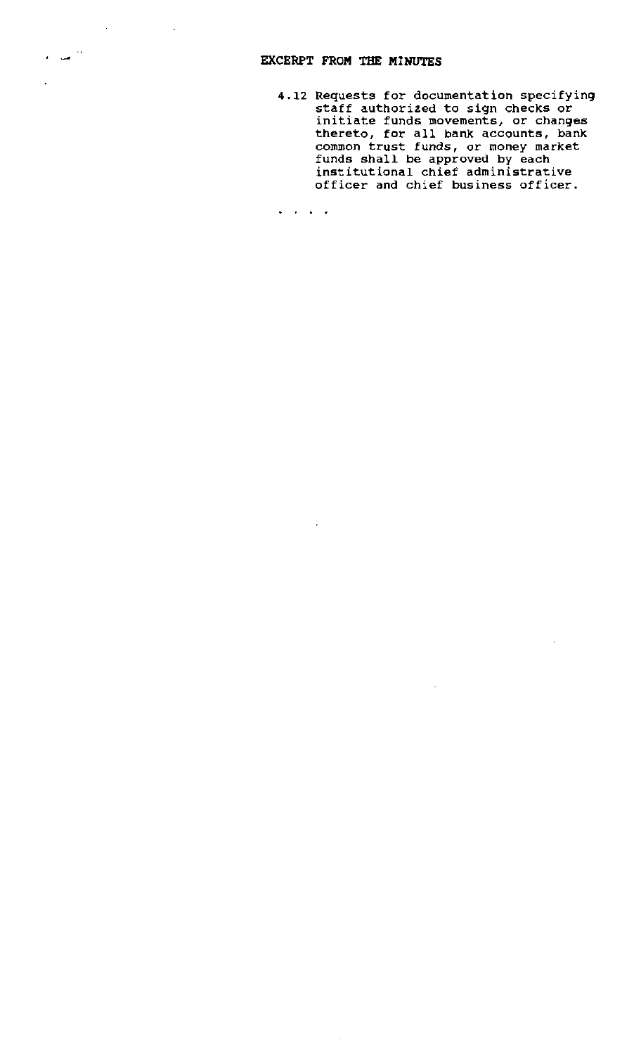**EXCERPT FROM THE MINUTES**

4.12 Requests for documentation specifying staff authorized to sign checks or initiate funds movements, or changes thereto, for all bank accounts, bank common trust funds, or money market funds shall be approved by each institutional chief administrative officer and chief business officer.

. . . .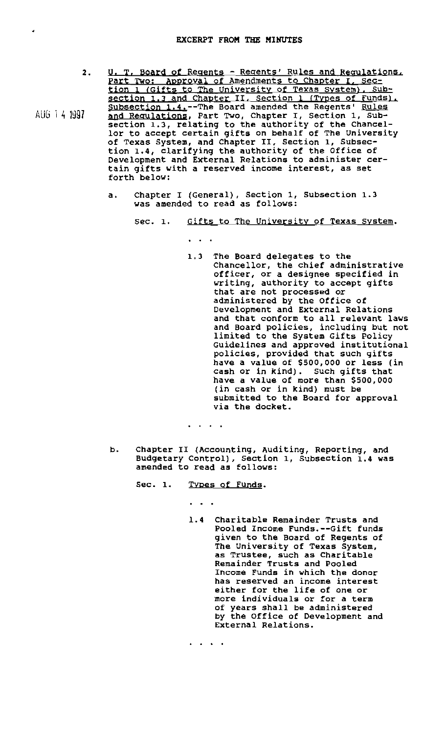EXCERPT FROM THE MINUTES

AUG 14 1997

2. U. T. Board of Regents - Regents' Rules and Regulations, Part Two: Approval of Amendments to Chapter I, Section 1 (Gifts to The University of Texas System), Subsection 1.3 and Chapter II, Section 1 (Types of Funds), Subsection 1.4.--The Board amended the Regents' Rules and Regulations, Part Two, Chapter I, Section 1, Subsection 1.3, relating to the authority of the Chancellor to accept certain gifts on behalf of The University of Texas System, and Chapter II, Section 1, Subsection 1.4, clarifying the authority of the Office of Development and External Relations to administer certain gifts with a reserved income interest, as set forth below:

   a. Chapter I (General), Section 1, Subsection 1.3 was amended to read as follows:

      Sec. 1. Gifts to The University of Texas System.

      . . .

      1.3 The Board delegates to the Chancellor, the chief administrative officer, or a designee specified in writing, authority to accept gifts that are not processed or administered by the Office of Development and External Relations and that conform to all relevant laws and Board policies, including but not limited to the System Gifts Policy Guidelines and approved institutional policies, provided that such gifts have a value of $500,000 or less (in cash or in kind). Such gifts that have a value of more than $500,000 (in cash or in kind) must be submitted to the Board for approval via the docket.

      . . . .

   b. Chapter II (Accounting, Auditing, Reporting, and Budgetary Control), Section 1, Subsection 1.4 was amended to read as follows:

      Sec. 1. Types of Funds.

      . . .

      1.4 Charitable Remainder Trusts and Pooled Income Funds.--Gift funds given to the Board of Regents of The University of Texas System, as Trustee, such as Charitable Remainder Trusts and Pooled Income Funds in which the donor has reserved an income interest either for the life of one or more individuals or for a term of years shall be administered by the Office of Development and External Relations.

      . . . .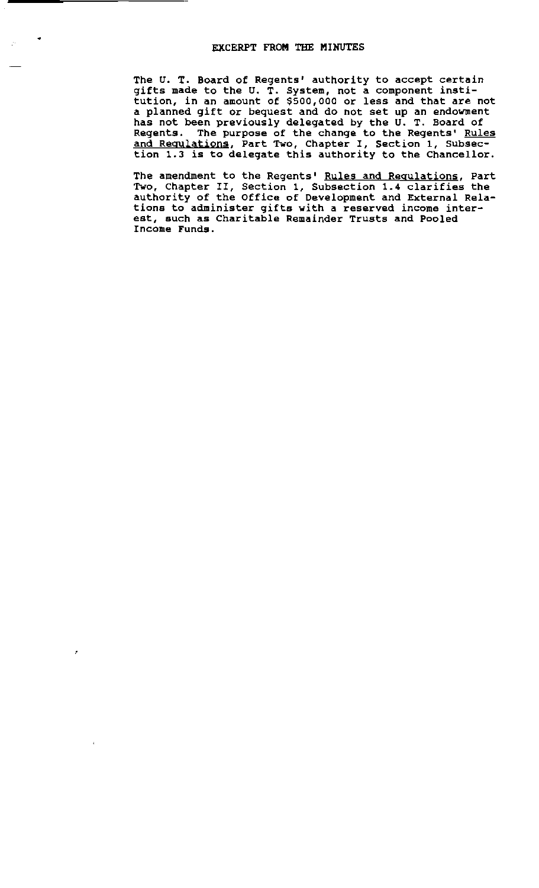## EXCERPT FROM THE MINUTES

The U. T. Board of Regents' authority to accept certain gifts made to the U. T. System, not a component institution, in an amount of $500,000 or less and that are not a planned gift or bequest and do not set up an endowment has not been previously delegated by the U. T. Board of Regents. The purpose of the change to the Regents' Rules and Regulations, Part Two, Chapter I, Section 1, Subsection 1.3 is to delegate this authority to the Chancellor.

The amendment to the Regents' Rules and Regulations, Part Two, Chapter II, Section 1, Subsection 1.4 clarifies the authority of the Office of Development and External Relations to administer gifts with a reserved income interest, such as Charitable Remainder Trusts and Pooled Income Funds.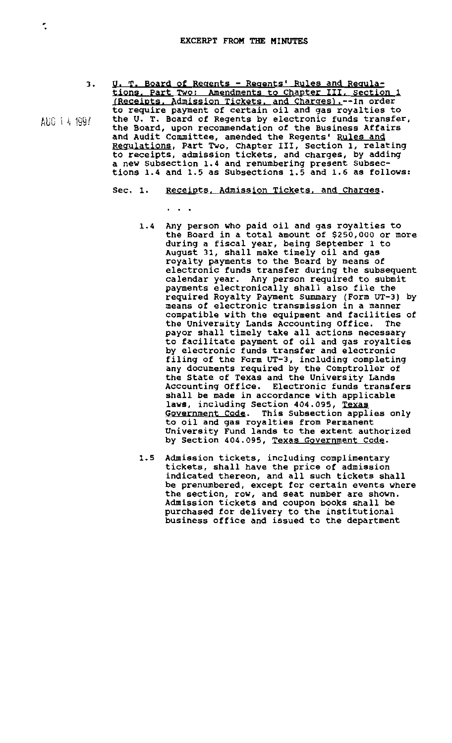## EXCERPT FROM THE MINUTES

AUG 14 1997

3. U. T. Board of Regents - Regents' Rules and Regulations, Part Two: Amendments to Chapter III, Section 1 (Receipts, Admission Tickets, and Charges).--In order to require payment of certain oil and gas royalties to the U. T. Board of Regents by electronic funds transfer, the Board, upon recommendation of the Business Affairs and Audit Committee, amended the Regents' Rules and Regulations, Part Two, Chapter III, Section 1, relating to receipts, admission tickets, and charges, by adding a new Subsection 1.4 and renumbering present Subsections 1.4 and 1.5 as Subsections 1.5 and 1.6 as follows:

Sec. 1. Receipts, Admission Tickets, and Charges.

. . .

1.4 Any person who paid oil and gas royalties to the Board in a total amount of $250,000 or more during a fiscal year, being September 1 to August 31, shall make timely oil and gas royalty payments to the Board by means of electronic funds transfer during the subsequent calendar year. Any person required to submit payments electronically shall also file the required Royalty Payment Summary (Form UT-3) by means of electronic transmission in a manner compatible with the equipment and facilities of the University Lands Accounting Office. The payor shall timely take all actions necessary to facilitate payment of oil and gas royalties by electronic funds transfer and electronic filing of the Form UT-3, including completing any documents required by the Comptroller of the State of Texas and the University Lands Accounting Office. Electronic funds transfers shall be made in accordance with applicable laws, including Section 404.095, Texas Government Code. This Subsection applies only to oil and gas royalties from Permanent University Fund lands to the extent authorized by Section 404.095, Texas Government Code.

1.5 Admission tickets, including complimentary tickets, shall have the price of admission indicated thereon, and all such tickets shall be prenumbered, except for certain events where the section, row, and seat number are shown. Admission tickets and coupon books shall be purchased for delivery to the institutional business office and issued to the department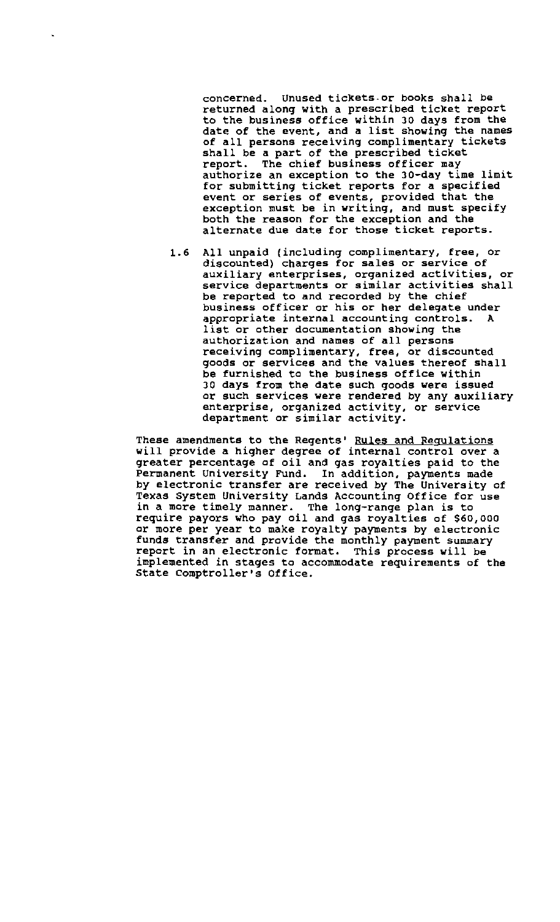concerned. Unused tickets or books shall be returned along with a prescribed ticket report to the business office within 30 days from the date of the event, and a list showing the names of all persons receiving complimentary tickets shall be a part of the prescribed ticket report. The chief business officer may authorize an exception to the 30-day time limit for submitting ticket reports for a specified event or series of events, provided that the exception must be in writing, and must specify both the reason for the exception and the alternate due date for those ticket reports.

1.6 All unpaid (including complimentary, free, or discounted) charges for sales or service of auxiliary enterprises, organized activities, or service departments or similar activities shall be reported to and recorded by the chief business officer or his or her delegate under appropriate internal accounting controls. A list or other documentation showing the authorization and names of all persons receiving complimentary, free, or discounted goods or services and the values thereof shall be furnished to the business office within 30 days from the date such goods were issued or such services were rendered by any auxiliary enterprise, organized activity, or service department or similar activity.

These amendments to the Regents' Rules and Regulations will provide a higher degree of internal control over a greater percentage of oil and gas royalties paid to the Permanent University Fund. In addition, payments made by electronic transfer are received by The University of Texas System University Lands Accounting Office for use in a more timely manner. The long-range plan is to require payors who pay oil and gas royalties of $60,000 or more per year to make royalty payments by electronic funds transfer and provide the monthly payment summary report in an electronic format. This process will be implemented in stages to accommodate requirements of the State Comptroller's Office.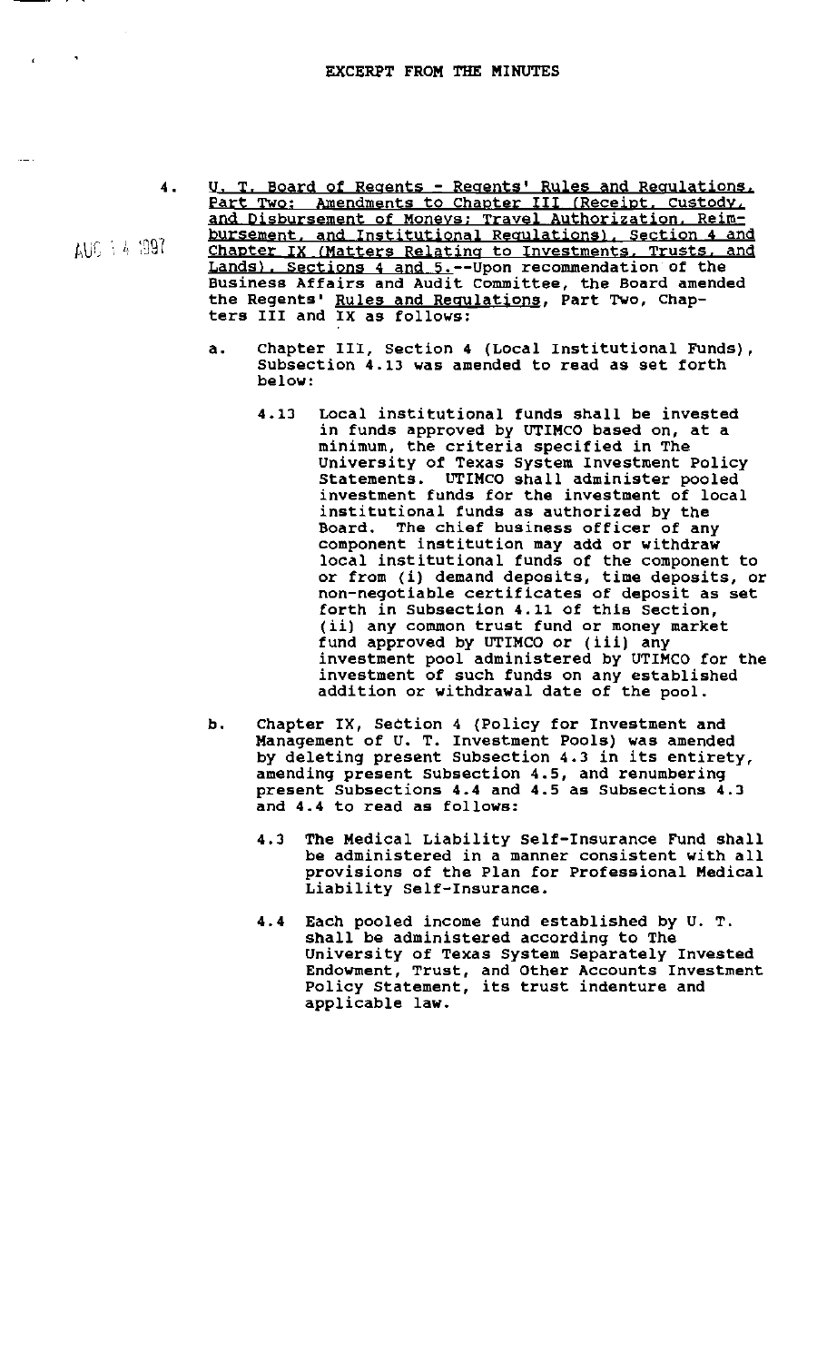EXCERPT FROM THE MINUTES

AUG 14 1997

4. U. T. Board of Regents - Regents' Rules and Regulations, Part Two: Amendments to Chapter III (Receipt, Custody, and Disbursement of Moneys; Travel Authorization, Reimbursement, and Institutional Regulations), Section 4 and Chapter IX (Matters Relating to Investments, Trusts, and Lands), Sections 4 and 5.--Upon recommendation of the Business Affairs and Audit Committee, the Board amended the Regents' Rules and Regulations, Part Two, Chapters III and IX as follows:

   a. Chapter III, Section 4 (Local Institutional Funds), Subsection 4.13 was amended to read as set forth below:

      4.13 Local institutional funds shall be invested in funds approved by UTIMCO based on, at a minimum, the criteria specified in The University of Texas System Investment Policy Statements. UTIMCO shall administer pooled investment funds for the investment of local institutional funds as authorized by the Board. The chief business officer of any component institution may add or withdraw local institutional funds of the component to or from (i) demand deposits, time deposits, or non-negotiable certificates of deposit as set forth in Subsection 4.11 of this Section, (ii) any common trust fund or money market fund approved by UTIMCO or (iii) any investment pool administered by UTIMCO for the investment of such funds on any established addition or withdrawal date of the pool.

   b. Chapter IX, Section 4 (Policy for Investment and Management of U. T. Investment Pools) was amended by deleting present Subsection 4.3 in its entirety, amending present Subsection 4.5, and renumbering present Subsections 4.4 and 4.5 as Subsections 4.3 and 4.4 to read as follows:

      4.3 The Medical Liability Self-Insurance Fund shall be administered in a manner consistent with all provisions of the Plan for Professional Medical Liability Self-Insurance.

      4.4 Each pooled income fund established by U. T. shall be administered according to The University of Texas System Separately Invested Endowment, Trust, and Other Accounts Investment Policy Statement, its trust indenture and applicable law.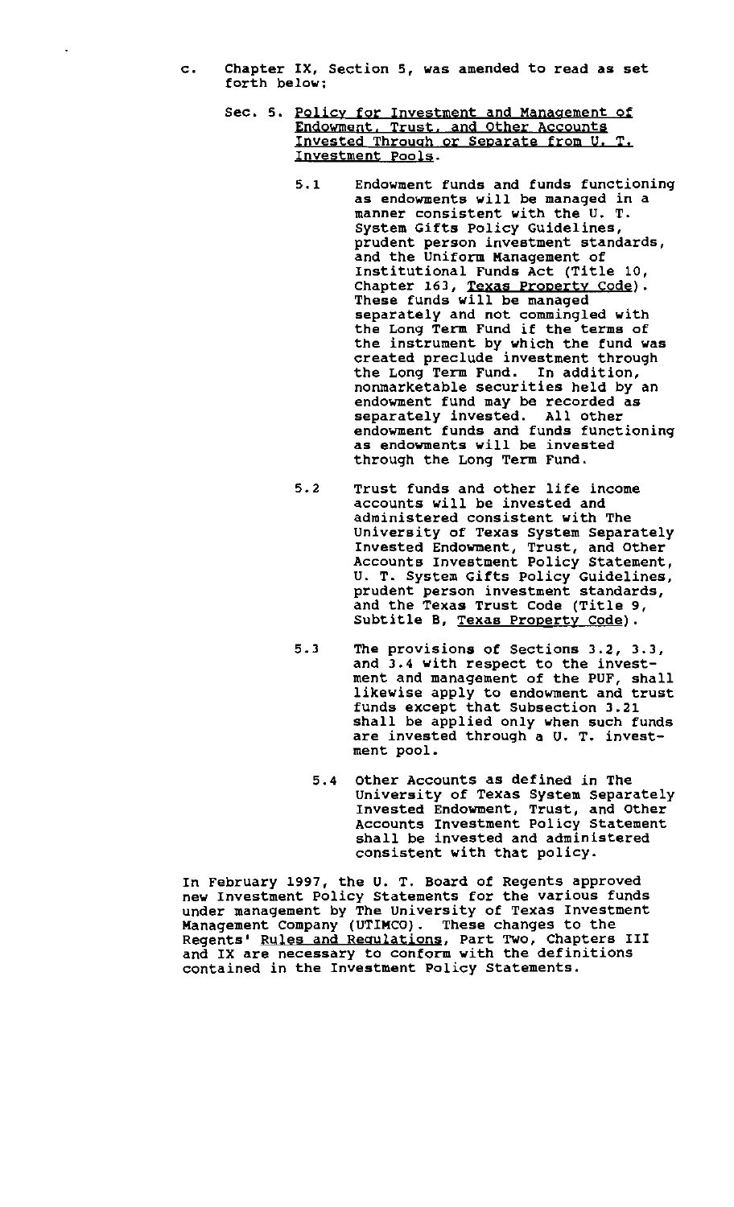c. Chapter IX, Section 5, was amended to read as set forth below:

Sec. 5. Policy for Investment and Management of Endowment, Trust, and Other Accounts Invested Through or Separate from U. T. Investment Pools.

5.1 Endowment funds and funds functioning as endowments will be managed in a manner consistent with the U. T. System Gifts Policy Guidelines, prudent person investment standards, and the Uniform Management of Institutional Funds Act (Title 10, Chapter 163, Texas Property Code). These funds will be managed separately and not commingled with the Long Term Fund if the terms of the instrument by which the fund was created preclude investment through the Long Term Fund. In addition, nonmarketable securities held by an endowment fund may be recorded as separately invested. All other endowment funds and funds functioning as endowments will be invested through the Long Term Fund.

5.2 Trust funds and other life income accounts will be invested and administered consistent with The University of Texas System Separately Invested Endowment, Trust, and Other Accounts Investment Policy Statement, U. T. System Gifts Policy Guidelines, prudent person investment standards, and the Texas Trust Code (Title 9, Subtitle B, Texas Property Code).

5.3 The provisions of Sections 3.2, 3.3, and 3.4 with respect to the investment and management of the PUF, shall likewise apply to endowment and trust funds except that Subsection 3.21 shall be applied only when such funds are invested through a U. T. investment pool.

5.4 Other Accounts as defined in The University of Texas System Separately Invested Endowment, Trust, and Other Accounts Investment Policy Statement shall be invested and administered consistent with that policy.

In February 1997, the U. T. Board of Regents approved new Investment Policy Statements for the various funds under management by The University of Texas Investment Management Company (UTIMCO). These changes to the Regents' Rules and Regulations, Part Two, Chapters III and IX are necessary to conform with the definitions contained in the Investment Policy Statements.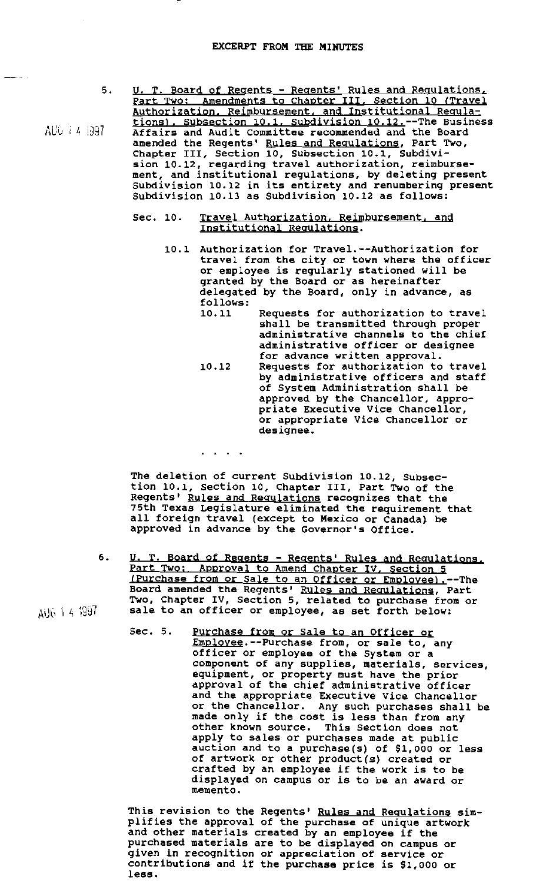# EXCERPT FROM THE MINUTES

5. U. T. Board of Regents - Regents' Rules and Regulations, Part Two: Amendments to Chapter III, Section 10 (Travel Authorization, Reimbursement, and Institutional Regulations), Subsection 10.1, Subdivision 10.12.--The Business Affairs and Audit Committee recommended and the Board amended the Regents' Rules and Regulations, Part Two, Chapter III, Section 10, Subsection 10.1, Subdivision 10.12, regarding travel authorization, reimbursement, and institutional regulations, by deleting present Subdivision 10.12 in its entirety and renumbering present Subdivision 10.13 as Subdivision 10.12 as follows:

AUG 14 1997

Sec. 10. Travel Authorization, Reimbursement, and Institutional Regulations.

10.1 Authorization for Travel.--Authorization for travel from the city or town where the officer or employee is regularly stationed will be granted by the Board or as hereinafter delegated by the Board, only in advance, as follows:

10.11 Requests for authorization to travel shall be transmitted through proper administrative channels to the chief administrative officer or designee for advance written approval.

10.12 Requests for authorization to travel by administrative officers and staff of System Administration shall be approved by the Chancellor, appropriate Executive Vice Chancellor, or appropriate Vice Chancellor or designee.

. . . .

The deletion of current Subdivision 10.12, Subsection 10.1, Section 10, Chapter III, Part Two of the Regents' Rules and Regulations recognizes that the 75th Texas Legislature eliminated the requirement that all foreign travel (except to Mexico or Canada) be approved in advance by the Governor's Office.

6. U. T. Board of Regents - Regents' Rules and Regulations, Part Two: Approval to Amend Chapter IV, Section 5 (Purchase from or Sale to an Officer or Employee).--The Board amended the Regents' Rules and Regulations, Part Two, Chapter IV, Section 5, related to purchase from or sale to an officer or employee, as set forth below:

AUG 14 1997

Sec. 5. Purchase from or Sale to an Officer or Employee.--Purchase from, or sale to, any officer or employee of the System or a component of any supplies, materials, services, equipment, or property must have the prior approval of the chief administrative officer and the appropriate Executive Vice Chancellor or the Chancellor. Any such purchases shall be made only if the cost is less than from any other known source. This Section does not apply to sales or purchases made at public auction and to a purchase(s) of $1,000 or less of artwork or other product(s) created or crafted by an employee if the work is to be displayed on campus or is to be an award or memento.

This revision to the Regents' Rules and Regulations simplifies the approval of the purchase of unique artwork and other materials created by an employee if the purchased materials are to be displayed on campus or given in recognition or appreciation of service or contributions and if the purchase price is $1,000 or less.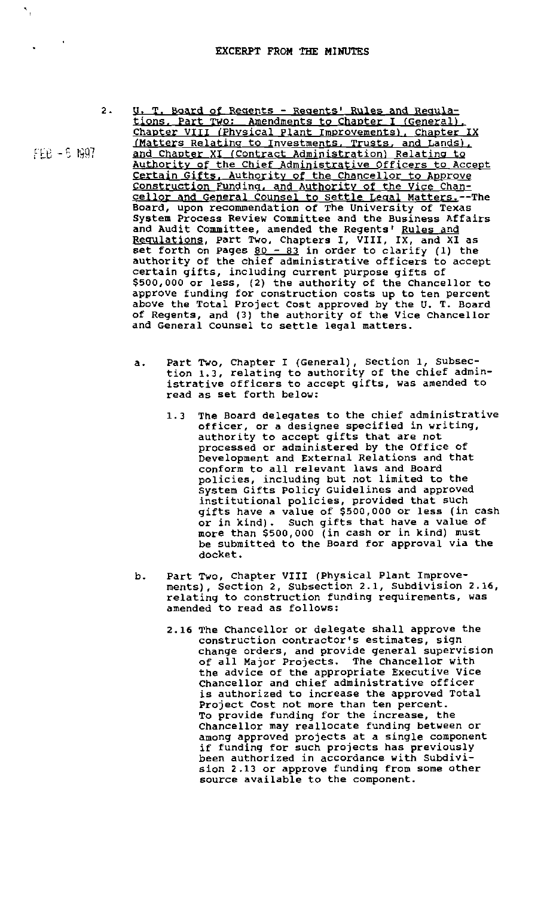# EXCERPT FROM THE MINUTES

FEB - 5 1997

2. U. T. Board of Regents - Regents' Rules and Regulations, Part Two: Amendments to Chapter I (General), Chapter VIII (Physical Plant Improvements), Chapter IX (Matters Relating to Investments, Trusts, and Lands), and Chapter XI (Contract Administration) Relating to Authority of the Chief Administrative Officers to Accept Certain Gifts, Authority of the Chancellor to Approve Construction Funding, and Authority of the Vice Chancellor and General Counsel to Settle Legal Matters.--The Board, upon recommendation of The University of Texas System Process Review Committee and the Business Affairs and Audit Committee, amended the Regents' Rules and Regulations, Part Two, Chapters I, VIII, IX, and XI as set forth on Pages 80 - 83 in order to clarify (1) the authority of the chief administrative officers to accept certain gifts, including current purpose gifts of \$500,000 or less, (2) the authority of the Chancellor to approve funding for construction costs up to ten percent above the Total Project Cost approved by the U. T. Board of Regents, and (3) the authority of the Vice Chancellor and General Counsel to settle legal matters.

   a. Part Two, Chapter I (General), Section 1, Subsection 1.3, relating to authority of the chief administrative officers to accept gifts, was amended to read as set forth below:

      1.3 The Board delegates to the chief administrative officer, or a designee specified in writing, authority to accept gifts that are not processed or administered by the Office of Development and External Relations and that conform to all relevant laws and Board policies, including but not limited to the System Gifts Policy Guidelines and approved institutional policies, provided that such gifts have a value of \$500,000 or less (in cash or in kind). Such gifts that have a value of more than \$500,000 (in cash or in kind) must be submitted to the Board for approval via the docket.

   b. Part Two, Chapter VIII (Physical Plant Improvements), Section 2, Subsection 2.1, Subdivision 2.16, relating to construction funding requirements, was amended to read as follows:

      2.16 The Chancellor or delegate shall approve the construction contractor's estimates, sign change orders, and provide general supervision of all Major Projects. The Chancellor with the advice of the appropriate Executive Vice Chancellor and chief administrative officer is authorized to increase the approved Total Project Cost not more than ten percent. To provide funding for the increase, the Chancellor may reallocate funding between or among approved projects at a single component if funding for such projects has previously been authorized in accordance with Subdivision 2.13 or approve funding from some other source available to the component.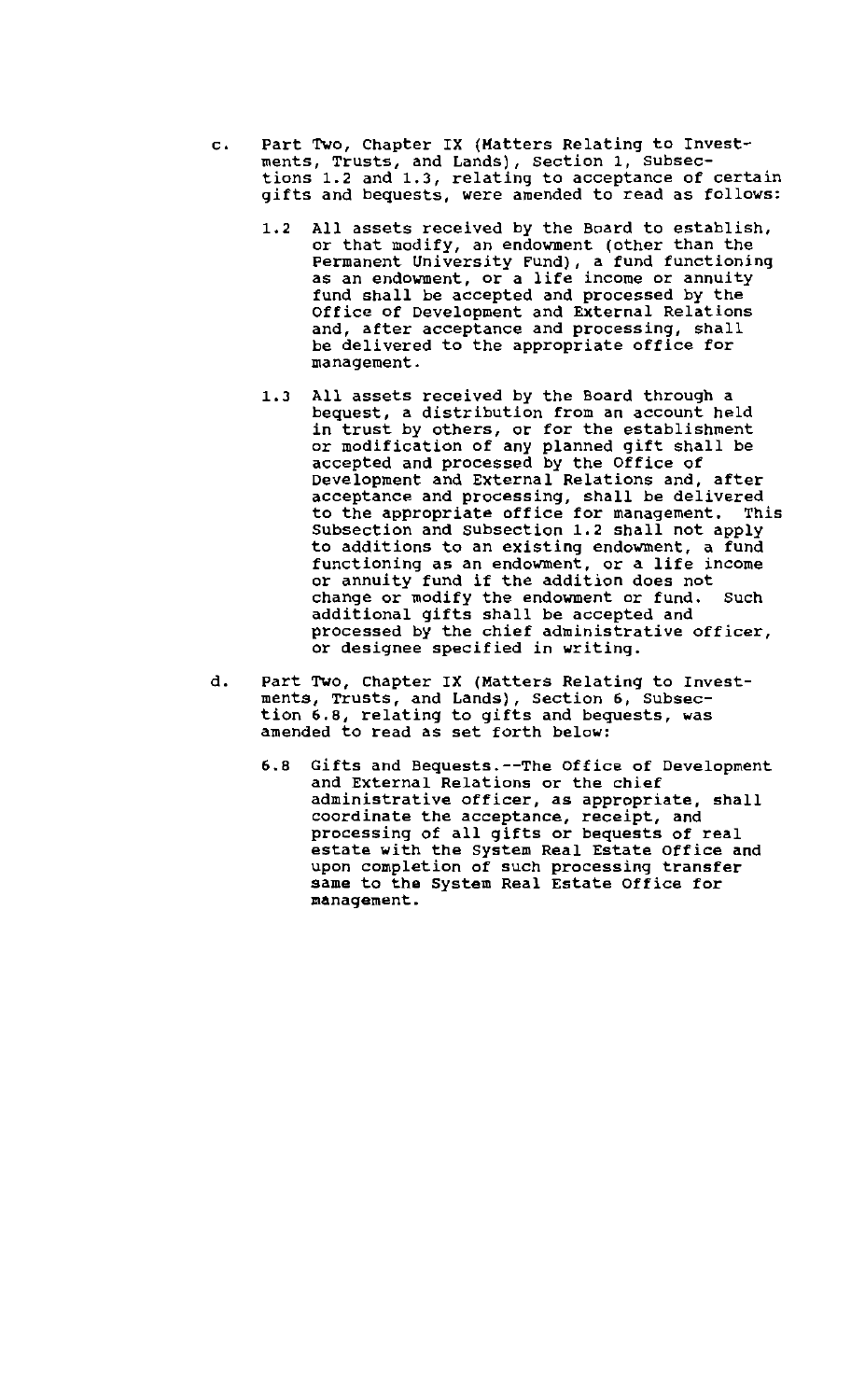c. Part Two, Chapter IX (Matters Relating to Investments, Trusts, and Lands), Section 1, Subsections 1.2 and 1.3, relating to acceptance of certain gifts and bequests, were amended to read as follows:

   1.2 All assets received by the Board to establish, or that modify, an endowment (other than the Permanent University Fund), a fund functioning as an endowment, or a life income or annuity fund shall be accepted and processed by the Office of Development and External Relations and, after acceptance and processing, shall be delivered to the appropriate office for management.

   1.3 All assets received by the Board through a bequest, a distribution from an account held in trust by others, or for the establishment or modification of any planned gift shall be accepted and processed by the Office of Development and External Relations and, after acceptance and processing, shall be delivered to the appropriate office for management. This Subsection and Subsection 1.2 shall not apply to additions to an existing endowment, a fund functioning as an endowment, or a life income or annuity fund if the addition does not change or modify the endowment or fund. Such additional gifts shall be accepted and processed by the chief administrative officer, or designee specified in writing.

d. Part Two, Chapter IX (Matters Relating to Investments, Trusts, and Lands), Section 6, Subsection 6.8, relating to gifts and bequests, was amended to read as set forth below:

   6.8 Gifts and Bequests.--The Office of Development and External Relations or the chief administrative officer, as appropriate, shall coordinate the acceptance, receipt, and processing of all gifts or bequests of real estate with the System Real Estate Office and upon completion of such processing transfer same to the System Real Estate Office for management.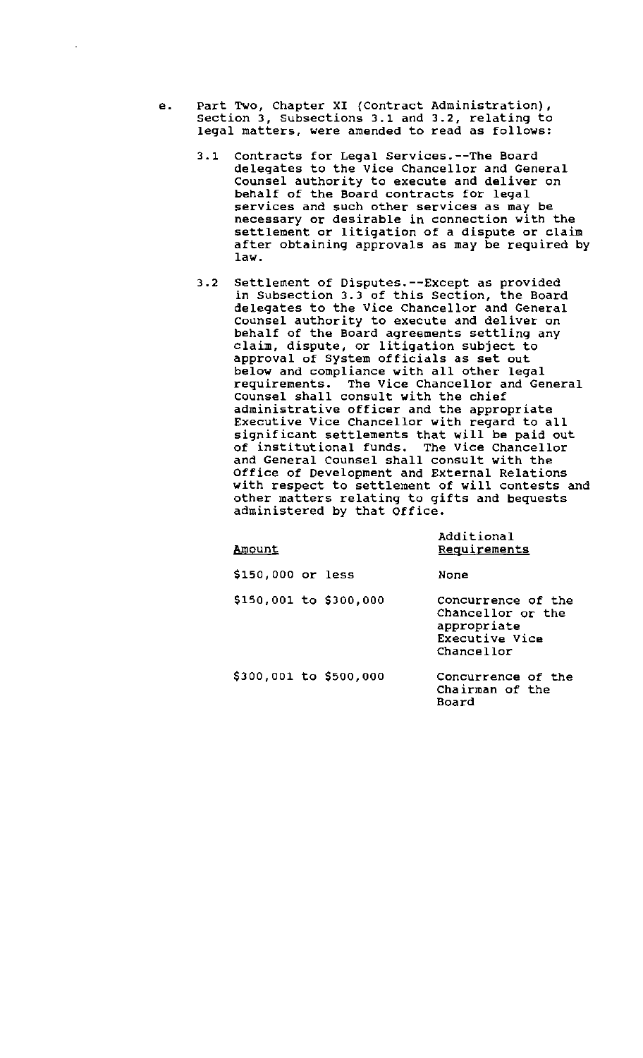e. Part Two, Chapter XI (Contract Administration), Section 3, Subsections 3.1 and 3.2, relating to legal matters, were amended to read as follows:

3.1 Contracts for Legal Services.--The Board delegates to the Vice Chancellor and General Counsel authority to execute and deliver on behalf of the Board contracts for legal services and such other services as may be necessary or desirable in connection with the settlement or litigation of a dispute or claim after obtaining approvals as may be required by law.

3.2 Settlement of Disputes.--Except as provided in Subsection 3.3 of this Section, the Board delegates to the Vice Chancellor and General Counsel authority to execute and deliver on behalf of the Board agreements settling any claim, dispute, or litigation subject to approval of System officials as set out below and compliance with all other legal requirements. The Vice Chancellor and General Counsel shall consult with the chief administrative officer and the appropriate Executive Vice Chancellor with regard to all significant settlements that will be paid out of institutional funds. The Vice Chancellor and General Counsel shall consult with the Office of Development and External Relations with respect to settlement of will contests and other matters relating to gifts and bequests administered by that Office.

| Amount | Additional Requirements |
|---|---|
| $150,000 or less | None |
| $150,001 to $300,000 | Concurrence of the Chancellor or the appropriate Executive Vice Chancellor |
| $300,001 to $500,000 | Concurrence of the Chairman of the Board |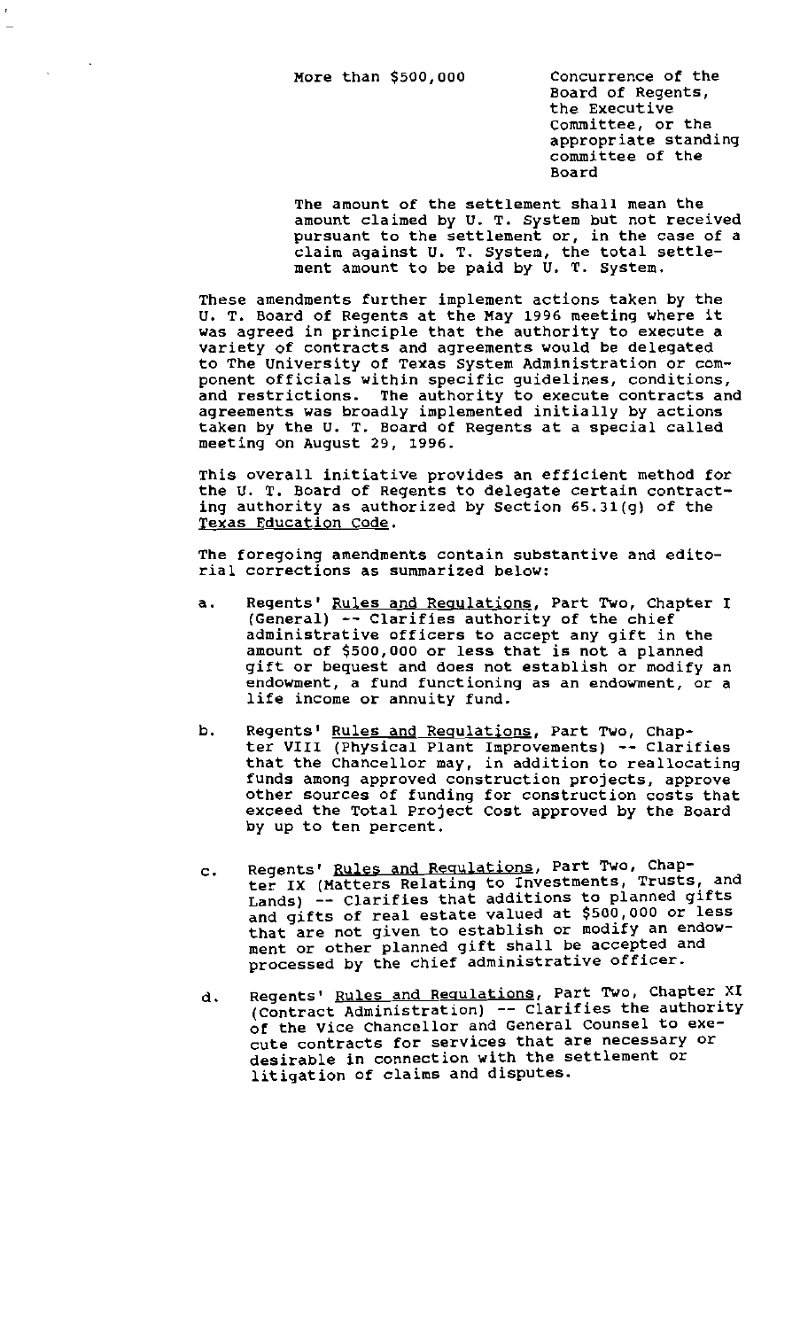| More than \$500,000 | Concurrence of the Board of Regents, the Executive Committee, or the appropriate standing committee of the Board |
|---|---|

The amount of the settlement shall mean the amount claimed by U. T. System but not received pursuant to the settlement or, in the case of a claim against U. T. System, the total settlement amount to be paid by U. T. System.

These amendments further implement actions taken by the U. T. Board of Regents at the May 1996 meeting where it was agreed in principle that the authority to execute a variety of contracts and agreements would be delegated to The University of Texas System Administration or component officials within specific guidelines, conditions, and restrictions. The authority to execute contracts and agreements was broadly implemented initially by actions taken by the U. T. Board of Regents at a special called meeting on August 29, 1996.

This overall initiative provides an efficient method for the U. T. Board of Regents to delegate certain contracting authority as authorized by Section 65.31(g) of the Texas Education Code.

The foregoing amendments contain substantive and editorial corrections as summarized below:

a. Regents' Rules and Regulations, Part Two, Chapter I (General) -- Clarifies authority of the chief administrative officers to accept any gift in the amount of \$500,000 or less that is not a planned gift or bequest and does not establish or modify an endowment, a fund functioning as an endowment, or a life income or annuity fund.

b. Regents' Rules and Regulations, Part Two, Chapter VIII (Physical Plant Improvements) -- Clarifies that the Chancellor may, in addition to reallocating funds among approved construction projects, approve other sources of funding for construction costs that exceed the Total Project Cost approved by the Board by up to ten percent.

c. Regents' Rules and Regulations, Part Two, Chapter IX (Matters Relating to Investments, Trusts, and Lands) -- Clarifies that additions to planned gifts and gifts of real estate valued at \$500,000 or less that are not given to establish or modify an endowment or other planned gift shall be accepted and processed by the chief administrative officer.

d. Regents' Rules and Regulations, Part Two, Chapter XI (Contract Administration) -- Clarifies the authority of the Vice Chancellor and General Counsel to execute contracts for services that are necessary or desirable in connection with the settlement or litigation of claims and disputes.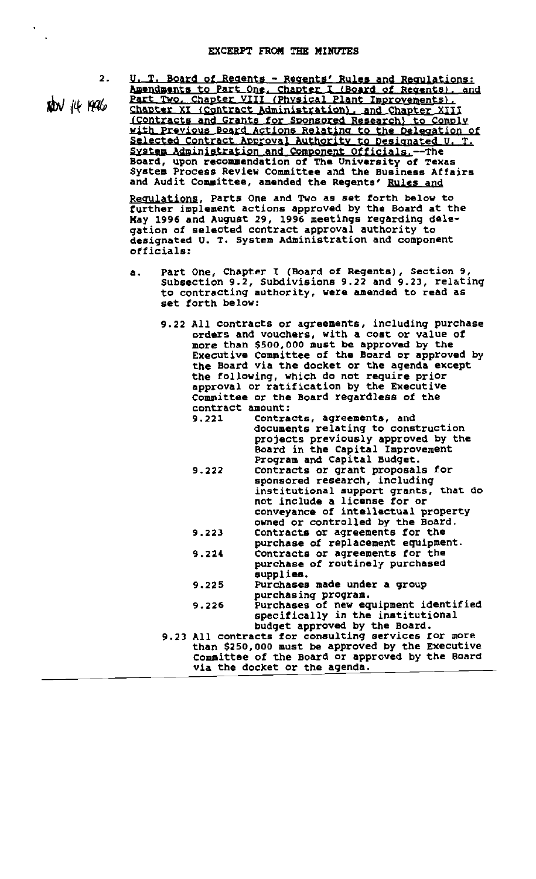## EXCERPT FROM THE MINUTES

Nov 14 1996

2. U. T. Board of Regents - Regents' Rules and Regulations: Amendments to Part One, Chapter I (Board of Regents), and Part Two, Chapter VIII (Physical Plant Improvements), Chapter XI (Contract Administration), and Chapter XIII (Contracts and Grants for Sponsored Research) to Comply with Previous Board Actions Relating to the Delegation of Selected Contract Approval Authority to Designated U. T. System Administration and Component Officials.--The Board, upon recommendation of The University of Texas System Process Review Committee and the Business Affairs and Audit Committee, amended the Regents' Rules and Regulations, Parts One and Two as set forth below to further implement actions approved by the Board at the May 1996 and August 29, 1996 meetings regarding delegation of selected contract approval authority to designated U. T. System Administration and component officials:

   a. Part One, Chapter I (Board of Regents), Section 9, Subsection 9.2, Subdivisions 9.22 and 9.23, relating to contracting authority, were amended to read as set forth below:

      9.22 All contracts or agreements, including purchase orders and vouchers, with a cost or value of more than $500,000 must be approved by the Executive Committee of the Board or approved by the Board via the docket or the agenda except the following, which do not require prior approval or ratification by the Executive Committee or the Board regardless of the contract amount:

      9.221 Contracts, agreements, and documents relating to construction projects previously approved by the Board in the Capital Improvement Program and Capital Budget.

      9.222 Contracts or grant proposals for sponsored research, including institutional support grants, that do not include a license for or conveyance of intellectual property owned or controlled by the Board.

      9.223 Contracts or agreements for the purchase of replacement equipment.

      9.224 Contracts or agreements for the purchase of routinely purchased supplies.

      9.225 Purchases made under a group purchasing program.

      9.226 Purchases of new equipment identified specifically in the institutional budget approved by the Board.

      9.23 All contracts for consulting services for more than $250,000 must be approved by the Executive Committee of the Board or approved by the Board via the docket or the agenda.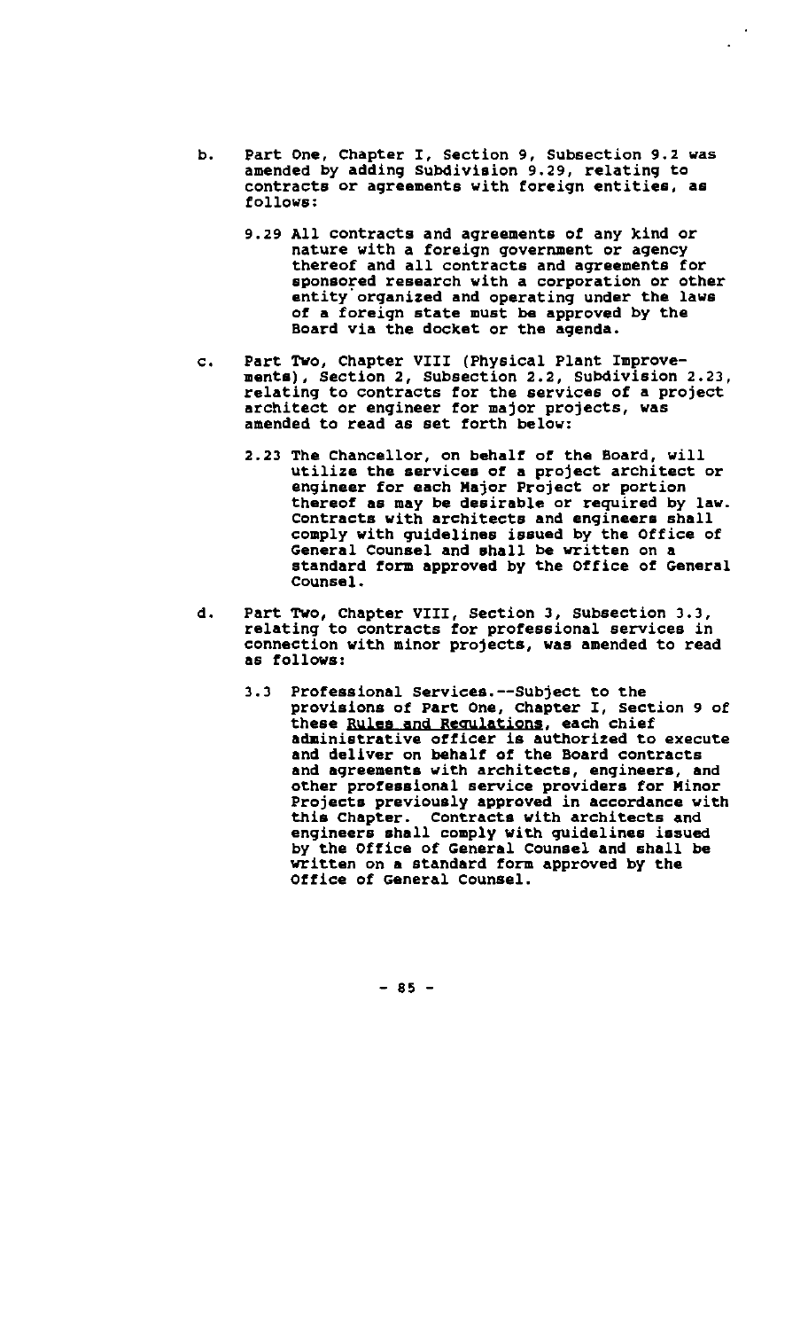b. Part One, Chapter I, Section 9, Subsection 9.2 was amended by adding Subdivision 9.29, relating to contracts or agreements with foreign entities, as follows:

   9.29 All contracts and agreements of any kind or nature with a foreign government or agency thereof and all contracts and agreements for sponsored research with a corporation or other entity organized and operating under the laws of a foreign state must be approved by the Board via the docket or the agenda.

c. Part Two, Chapter VIII (Physical Plant Improvements), Section 2, Subsection 2.2, Subdivision 2.23, relating to contracts for the services of a project architect or engineer for major projects, was amended to read as set forth below:

   2.23 The Chancellor, on behalf of the Board, will utilize the services of a project architect or engineer for each Major Project or portion thereof as may be desirable or required by law. Contracts with architects and engineers shall comply with guidelines issued by the Office of General Counsel and shall be written on a standard form approved by the Office of General Counsel.

d. Part Two, Chapter VIII, Section 3, Subsection 3.3, relating to contracts for professional services in connection with minor projects, was amended to read as follows:

   3.3 Professional Services.--Subject to the provisions of Part One, Chapter I, Section 9 of these Rules and Regulations, each chief administrative officer is authorized to execute and deliver on behalf of the Board contracts and agreements with architects, engineers, and other professional service providers for Minor Projects previously approved in accordance with this Chapter. Contracts with architects and engineers shall comply with guidelines issued by the Office of General Counsel and shall be written on a standard form approved by the Office of General Counsel.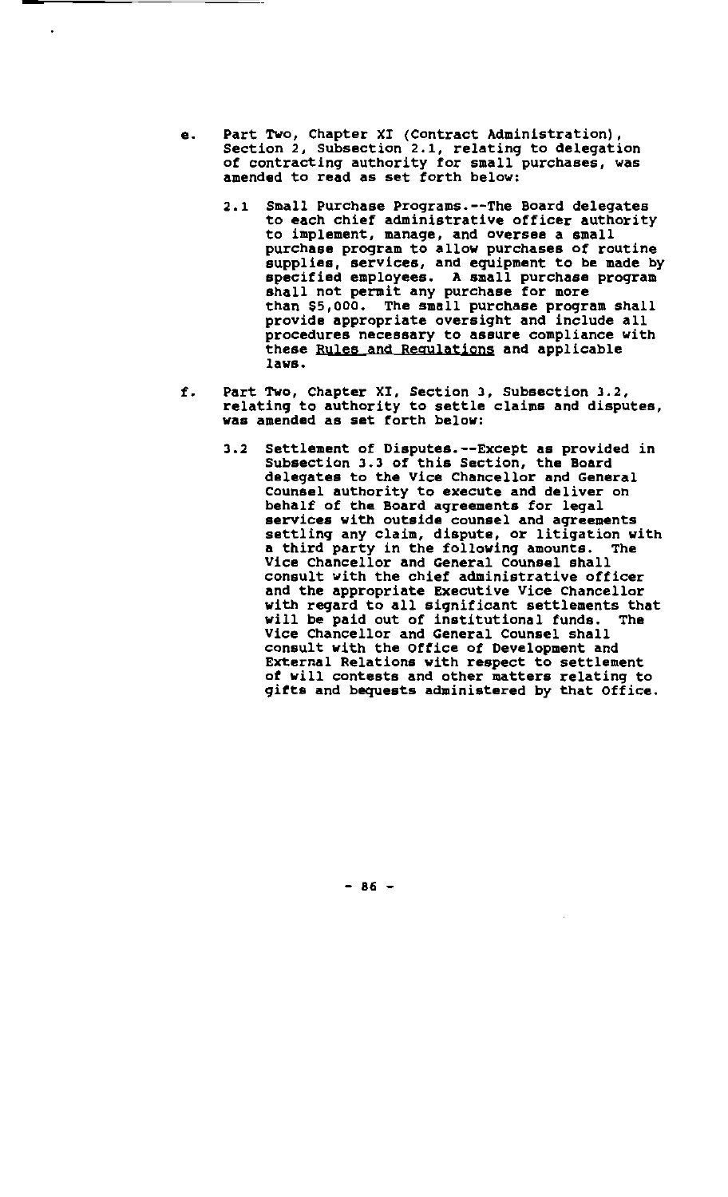e. Part Two, Chapter XI (Contract Administration), Section 2, Subsection 2.1, relating to delegation of contracting authority for small purchases, was amended to read as set forth below:

   2.1 Small Purchase Programs.--The Board delegates to each chief administrative officer authority to implement, manage, and oversee a small purchase program to allow purchases of routine supplies, services, and equipment to be made by specified employees. A small purchase program shall not permit any purchase for more than $5,000. The small purchase program shall provide appropriate oversight and include all procedures necessary to assure compliance with these Rules and Regulations and applicable laws.

f. Part Two, Chapter XI, Section 3, Subsection 3.2, relating to authority to settle claims and disputes, was amended as set forth below:

   3.2 Settlement of Disputes.--Except as provided in Subsection 3.3 of this Section, the Board delegates to the Vice Chancellor and General Counsel authority to execute and deliver on behalf of the Board agreements for legal services with outside counsel and agreements settling any claim, dispute, or litigation with a third party in the following amounts. The Vice Chancellor and General Counsel shall consult with the chief administrative officer and the appropriate Executive Vice Chancellor with regard to all significant settlements that will be paid out of institutional funds. The Vice Chancellor and General Counsel shall consult with the Office of Development and External Relations with respect to settlement of will contests and other matters relating to gifts and bequests administered by that Office.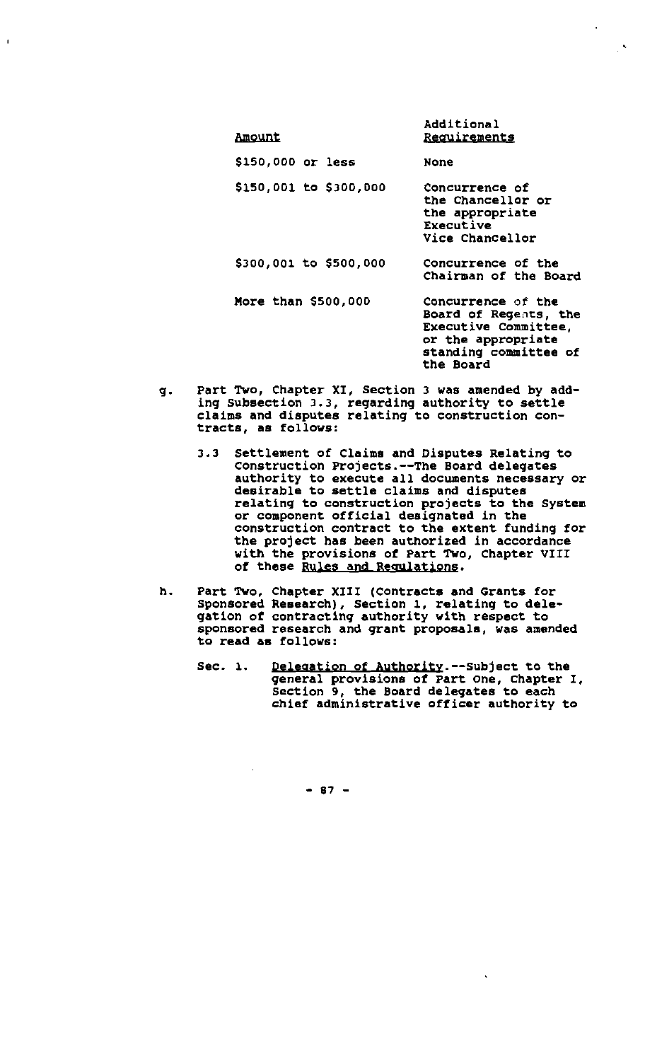| Amount | Additional Requirements |
| --- | --- |
| $150,000 or less | None |
| $150,001 to $300,000 | Concurrence of the Chancellor or the appropriate Executive Vice Chancellor |
| $300,001 to $500,000 | Concurrence of the Chairman of the Board |
| More than $500,000 | Concurrence of the Board of Regents, the Executive Committee, or the appropriate standing committee of the Board |

g. Part Two, Chapter XI, Section 3 was amended by adding Subsection 3.3, regarding authority to settle claims and disputes relating to construction contracts, as follows:

3.3 Settlement of Claims and Disputes Relating to Construction Projects.--The Board delegates authority to execute all documents necessary or desirable to settle claims and disputes relating to construction projects to the System or component official designated in the construction contract to the extent funding for the project has been authorized in accordance with the provisions of Part Two, Chapter VIII of these Rules and Regulations.

h. Part Two, Chapter XIII (Contracts and Grants for Sponsored Research), Section 1, relating to delegation of contracting authority with respect to sponsored research and grant proposals, was amended to read as follows:

Sec. 1. Delegation of Authority.--Subject to the general provisions of Part One, Chapter I, Section 9, the Board delegates to each chief administrative officer authority to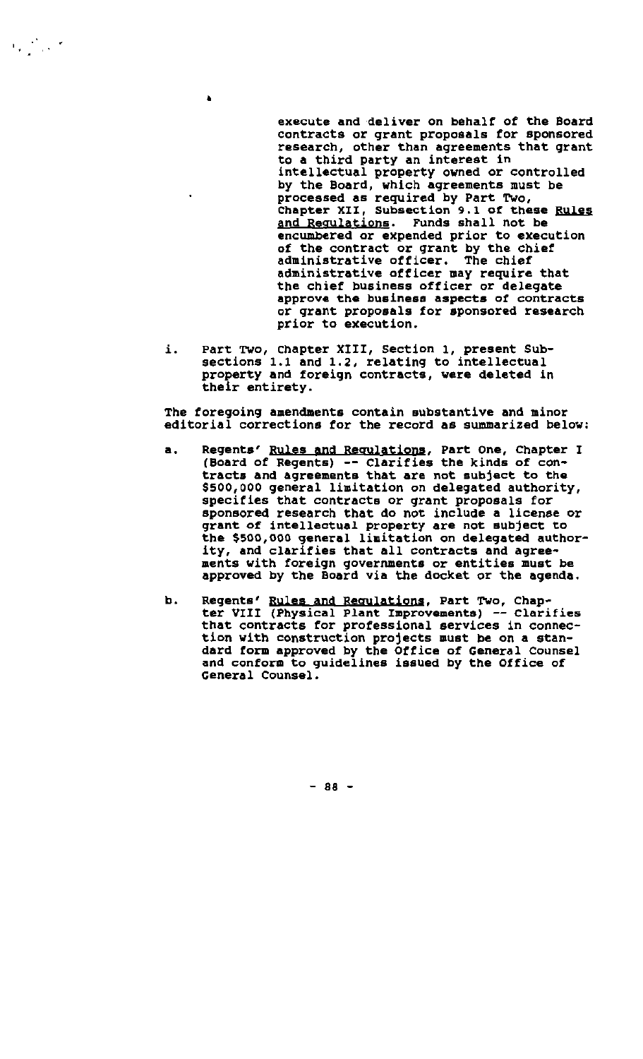execute and deliver on behalf of the Board contracts or grant proposals for sponsored research, other than agreements that grant to a third party an interest in intellectual property owned or controlled by the Board, which agreements must be processed as required by Part Two, Chapter XII, Subsection 9.1 of these Rules and Regulations. Funds shall not be encumbered or expended prior to execution of the contract or grant by the chief administrative officer. The chief administrative officer may require that the chief business officer or delegate approve the business aspects of contracts or grant proposals for sponsored research prior to execution.

i. Part Two, Chapter XIII, Section 1, present Subsections 1.1 and 1.2, relating to intellectual property and foreign contracts, were deleted in their entirety.

The foregoing amendments contain substantive and minor editorial corrections for the record as summarized below:

a. Regents' Rules and Regulations, Part One, Chapter I (Board of Regents) -- Clarifies the kinds of contracts and agreements that are not subject to the $500,000 general limitation on delegated authority, specifies that contracts or grant proposals for sponsored research that do not include a license or grant of intellectual property are not subject to the $500,000 general limitation on delegated authority, and clarifies that all contracts and agreements with foreign governments or entities must be approved by the Board via the docket or the agenda.

b. Regents' Rules and Regulations, Part Two, Chapter VIII (Physical Plant Improvements) -- Clarifies that contracts for professional services in connection with construction projects must be on a standard form approved by the Office of General Counsel and conform to guidelines issued by the Office of General Counsel.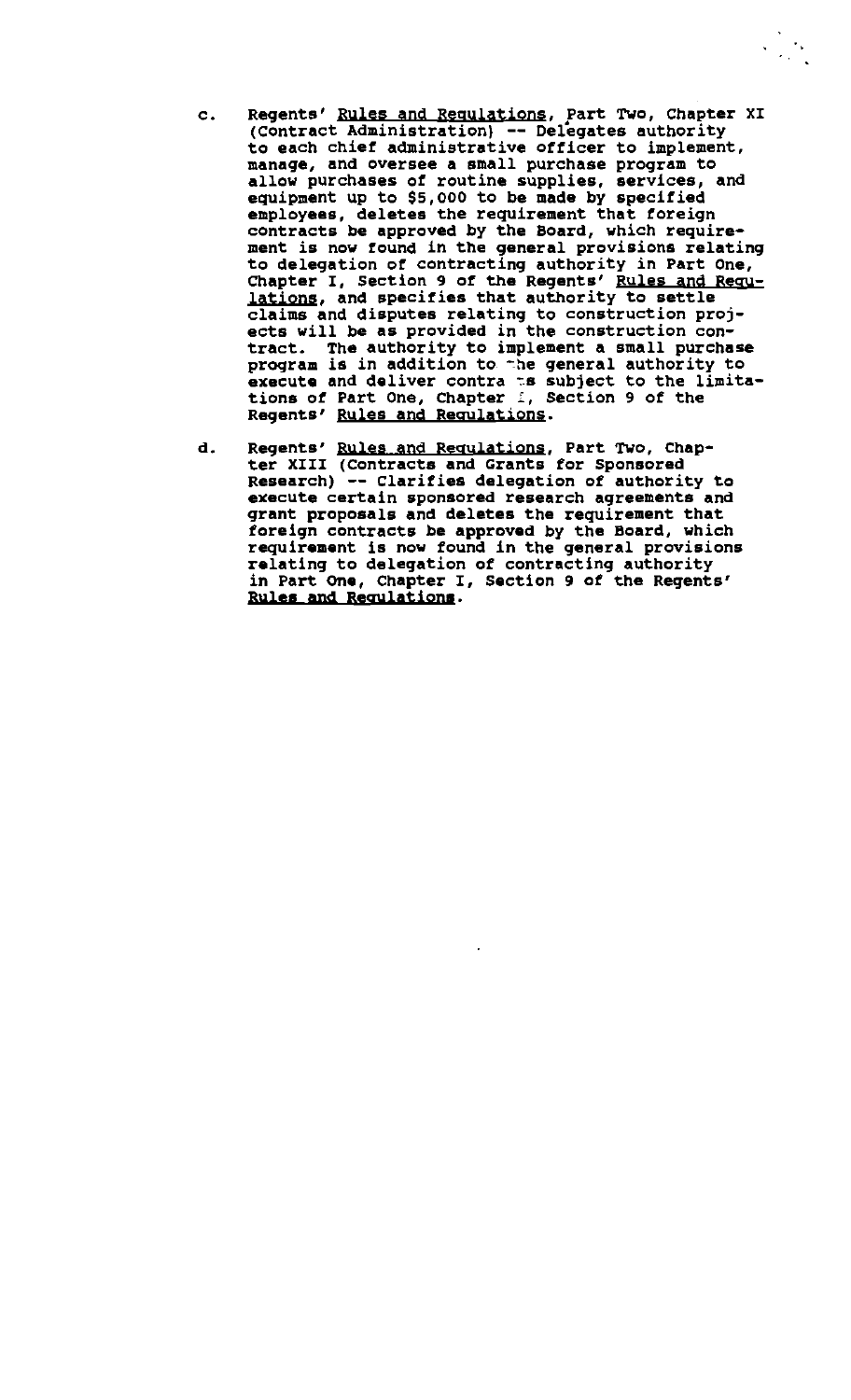c. Regents' Rules and Regulations, Part Two, Chapter XI (Contract Administration) -- Delegates authority to each chief administrative officer to implement, manage, and oversee a small purchase program to allow purchases of routine supplies, services, and equipment up to $5,000 to be made by specified employees, deletes the requirement that foreign contracts be approved by the Board, which requirement is now found in the general provisions relating to delegation of contracting authority in Part One, Chapter I, Section 9 of the Regents' Rules and Regulations, and specifies that authority to settle claims and disputes relating to construction projects will be as provided in the construction contract. The authority to implement a small purchase program is in addition to the general authority to execute and deliver contracts subject to the limitations of Part One, Chapter I, Section 9 of the Regents' Rules and Regulations.

d. Regents' Rules and Regulations, Part Two, Chapter XIII (Contracts and Grants for Sponsored Research) -- Clarifies delegation of authority to execute certain sponsored research agreements and grant proposals and deletes the requirement that foreign contracts be approved by the Board, which requirement is now found in the general provisions relating to delegation of contracting authority in Part One, Chapter I, Section 9 of the Regents' Rules and Regulations.